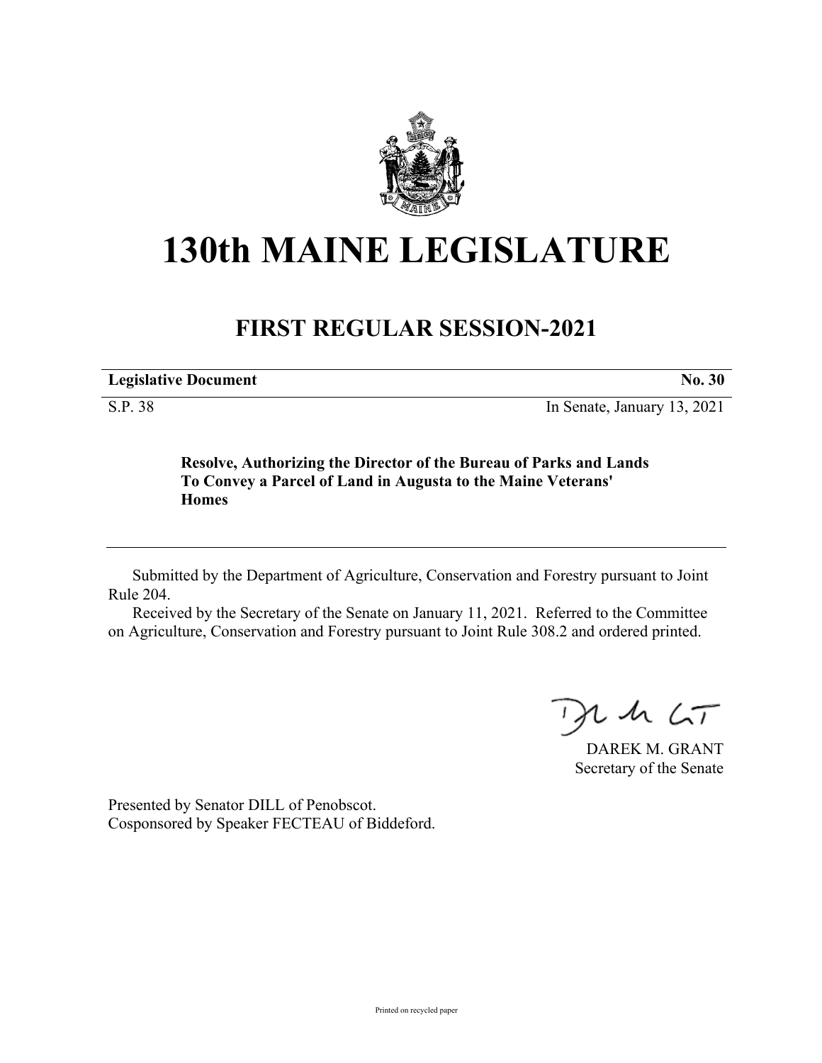# 130th MAINE LEGISLATURE

## FIRST REGULAR SESSION-2021

| **Legislative Document** | **No. 30** |
|---|---|
| S.P. 38 | In Senate, January 13, 2021 |

**Resolve, Authorizing the Director of the Bureau of Parks and Lands To Convey a Parcel of Land in Augusta to the Maine Veterans' Homes**

---

Submitted by the Department of Agriculture, Conservation and Forestry pursuant to Joint Rule 204.

Received by the Secretary of the Senate on January 11, 2021. Referred to the Committee on Agriculture, Conservation and Forestry pursuant to Joint Rule 308.2 and ordered printed.

DAREK M. GRANT
Secretary of the Senate

Presented by Senator DILL of Penobscot.
Cosponsored by Speaker FECTEAU of Biddeford.

Printed on recycled paper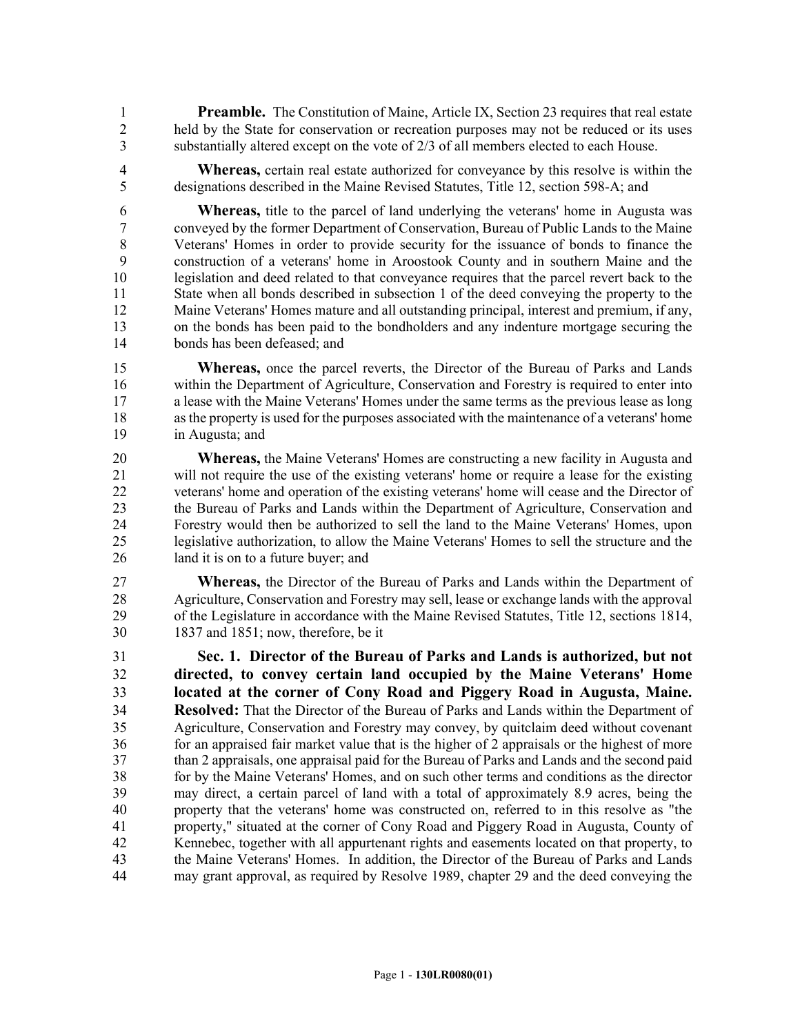**Preamble.** The Constitution of Maine, Article IX, Section 23 requires that real estate held by the State for conservation or recreation purposes may not be reduced or its uses substantially altered except on the vote of 2/3 of all members elected to each House.

**Whereas,** certain real estate authorized for conveyance by this resolve is within the designations described in the Maine Revised Statutes, Title 12, section 598-A; and

**Whereas,** title to the parcel of land underlying the veterans' home in Augusta was conveyed by the former Department of Conservation, Bureau of Public Lands to the Maine Veterans' Homes in order to provide security for the issuance of bonds to finance the construction of a veterans' home in Aroostook County and in southern Maine and the legislation and deed related to that conveyance requires that the parcel revert back to the State when all bonds described in subsection 1 of the deed conveying the property to the Maine Veterans' Homes mature and all outstanding principal, interest and premium, if any, on the bonds has been paid to the bondholders and any indenture mortgage securing the bonds has been defeased; and

**Whereas,** once the parcel reverts, the Director of the Bureau of Parks and Lands within the Department of Agriculture, Conservation and Forestry is required to enter into a lease with the Maine Veterans' Homes under the same terms as the previous lease as long as the property is used for the purposes associated with the maintenance of a veterans' home in Augusta; and

**Whereas,** the Maine Veterans' Homes are constructing a new facility in Augusta and will not require the use of the existing veterans' home or require a lease for the existing veterans' home and operation of the existing veterans' home will cease and the Director of the Bureau of Parks and Lands within the Department of Agriculture, Conservation and Forestry would then be authorized to sell the land to the Maine Veterans' Homes, upon legislative authorization, to allow the Maine Veterans' Homes to sell the structure and the land it is on to a future buyer; and

**Whereas,** the Director of the Bureau of Parks and Lands within the Department of Agriculture, Conservation and Forestry may sell, lease or exchange lands with the approval of the Legislature in accordance with the Maine Revised Statutes, Title 12, sections 1814, 1837 and 1851; now, therefore, be it

**Sec. 1. Director of the Bureau of Parks and Lands is authorized, but not directed, to convey certain land occupied by the Maine Veterans' Home located at the corner of Cony Road and Piggery Road in Augusta, Maine. Resolved:** That the Director of the Bureau of Parks and Lands within the Department of Agriculture, Conservation and Forestry may convey, by quitclaim deed without covenant for an appraised fair market value that is the higher of 2 appraisals or the highest of more than 2 appraisals, one appraisal paid for the Bureau of Parks and Lands and the second paid for by the Maine Veterans' Homes, and on such other terms and conditions as the director may direct, a certain parcel of land with a total of approximately 8.9 acres, being the property that the veterans' home was constructed on, referred to in this resolve as "the property," situated at the corner of Cony Road and Piggery Road in Augusta, County of Kennebec, together with all appurtenant rights and easements located on that property, to the Maine Veterans' Homes. In addition, the Director of the Bureau of Parks and Lands may grant approval, as required by Resolve 1989, chapter 29 and the deed conveying the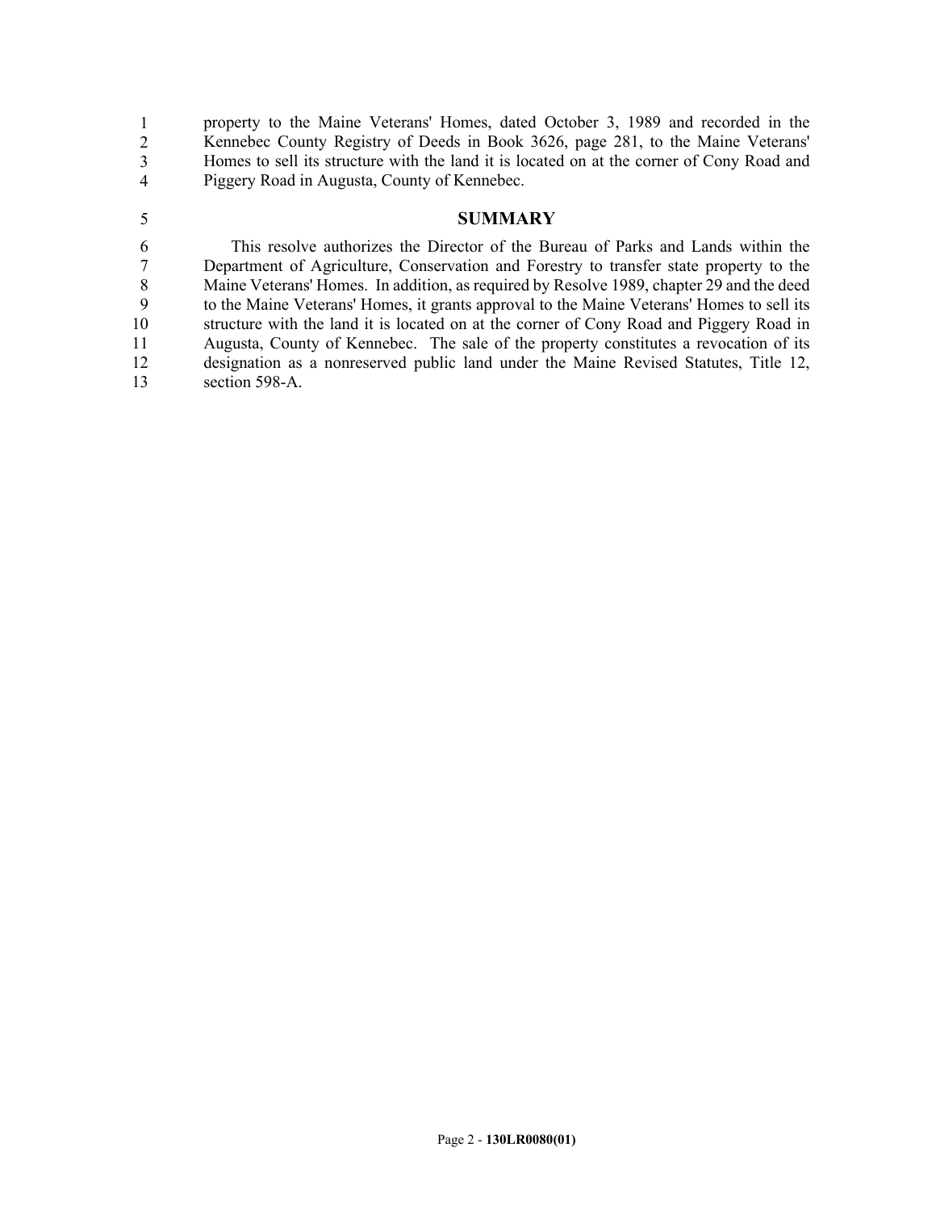property to the Maine Veterans' Homes, dated October 3, 1989 and recorded in the Kennebec County Registry of Deeds in Book 3626, page 281, to the Maine Veterans' Homes to sell its structure with the land it is located on at the corner of Cony Road and Piggery Road in Augusta, County of Kennebec.

## SUMMARY

This resolve authorizes the Director of the Bureau of Parks and Lands within the Department of Agriculture, Conservation and Forestry to transfer state property to the Maine Veterans' Homes. In addition, as required by Resolve 1989, chapter 29 and the deed to the Maine Veterans' Homes, it grants approval to the Maine Veterans' Homes to sell its structure with the land it is located on at the corner of Cony Road and Piggery Road in Augusta, County of Kennebec. The sale of the property constitutes a revocation of its designation as a nonreserved public land under the Maine Revised Statutes, Title 12, section 598-A.